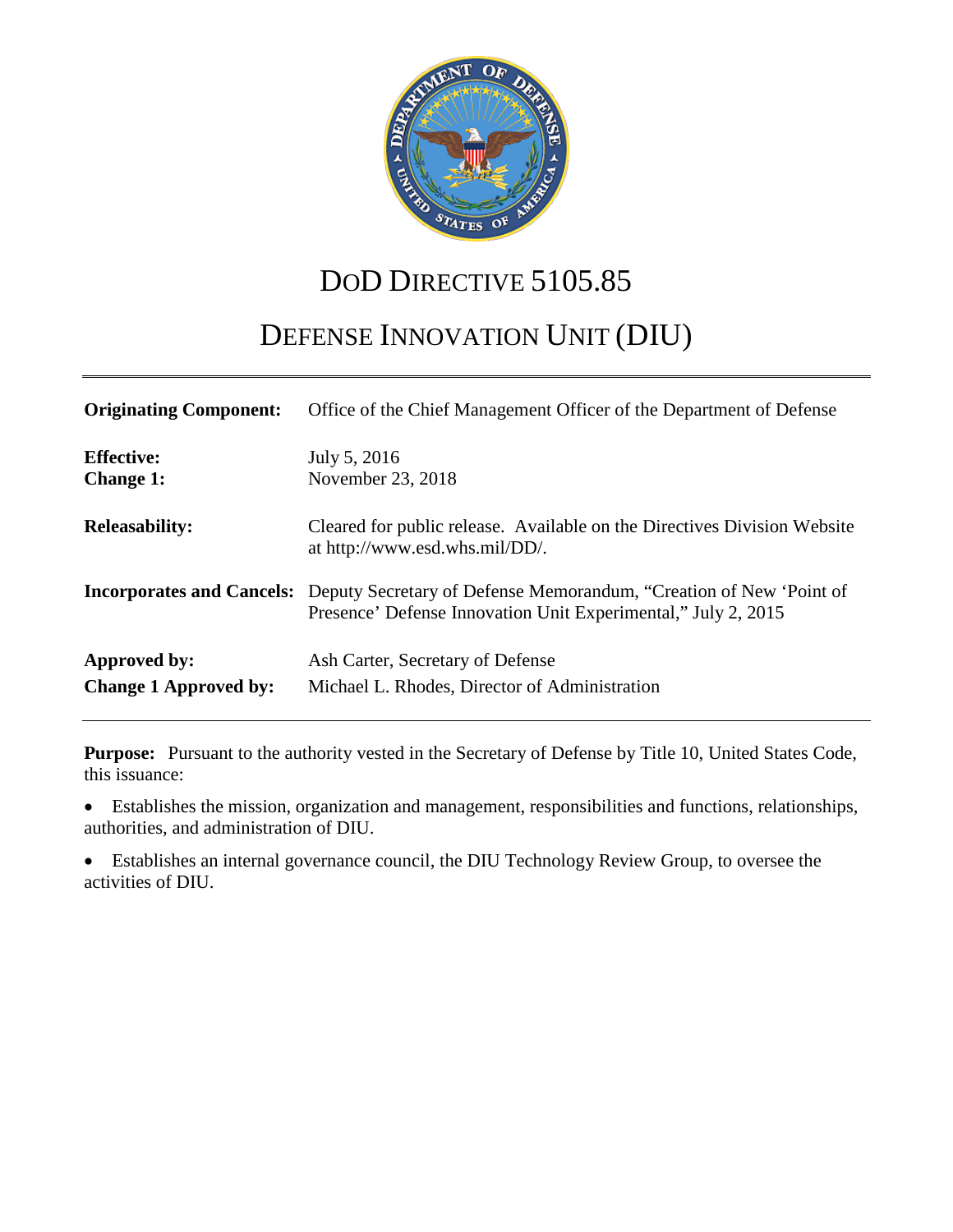# DoD DIRECTIVE 5105.85

# DEFENSE INNOVATION UNIT (DIU)

| | |
|---|---|
| **Originating Component:** | Office of the Chief Management Officer of the Department of Defense |
| **Effective:** | July 5, 2016 |
| **Change 1:** | November 23, 2018 |
| **Releasability:** | Cleared for public release. Available on the Directives Division Website at http://www.esd.whs.mil/DD/. |
| **Incorporates and Cancels:** | Deputy Secretary of Defense Memorandum, "Creation of New 'Point of Presence' Defense Innovation Unit Experimental," July 2, 2015 |
| **Approved by:** | Ash Carter, Secretary of Defense |
| **Change 1 Approved by:** | Michael L. Rhodes, Director of Administration |

**Purpose:** Pursuant to the authority vested in the Secretary of Defense by Title 10, United States Code, this issuance:

- Establishes the mission, organization and management, responsibilities and functions, relationships, authorities, and administration of DIU.
- Establishes an internal governance council, the DIU Technology Review Group, to oversee the activities of DIU.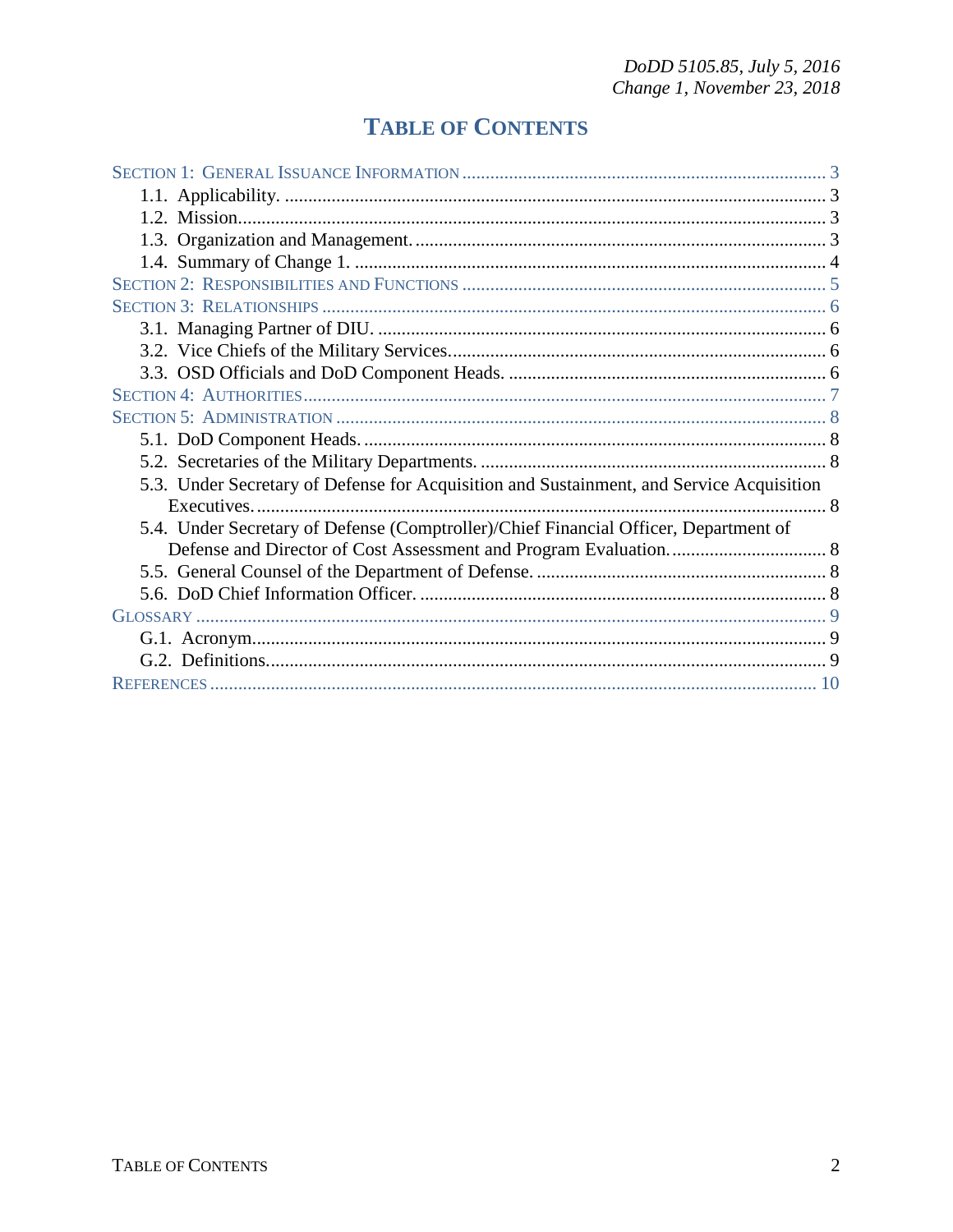# TABLE OF CONTENTS

SECTION 1: GENERAL ISSUANCE INFORMATION ............ 3
- 1.1. Applicability. ............ 3
- 1.2. Mission. ............ 3
- 1.3. Organization and Management. ............ 3
- 1.4. Summary of Change 1. ............ 4

SECTION 2: RESPONSIBILITIES AND FUNCTIONS ............ 5

SECTION 3: RELATIONSHIPS ............ 6
- 3.1. Managing Partner of DIU. ............ 6
- 3.2. Vice Chiefs of the Military Services. ............ 6
- 3.3. OSD Officials and DoD Component Heads. ............ 6

SECTION 4: AUTHORITIES ............ 7

SECTION 5: ADMINISTRATION ............ 8
- 5.1. DoD Component Heads. ............ 8
- 5.2. Secretaries of the Military Departments. ............ 8
- 5.3. Under Secretary of Defense for Acquisition and Sustainment, and Service Acquisition Executives. ............ 8
- 5.4. Under Secretary of Defense (Comptroller)/Chief Financial Officer, Department of Defense and Director of Cost Assessment and Program Evaluation. ............ 8
- 5.5. General Counsel of the Department of Defense. ............ 8
- 5.6. DoD Chief Information Officer. ............ 8

GLOSSARY ............ 9
- G.1. Acronym. ............ 9
- G.2. Definitions. ............ 9

REFERENCES ............ 10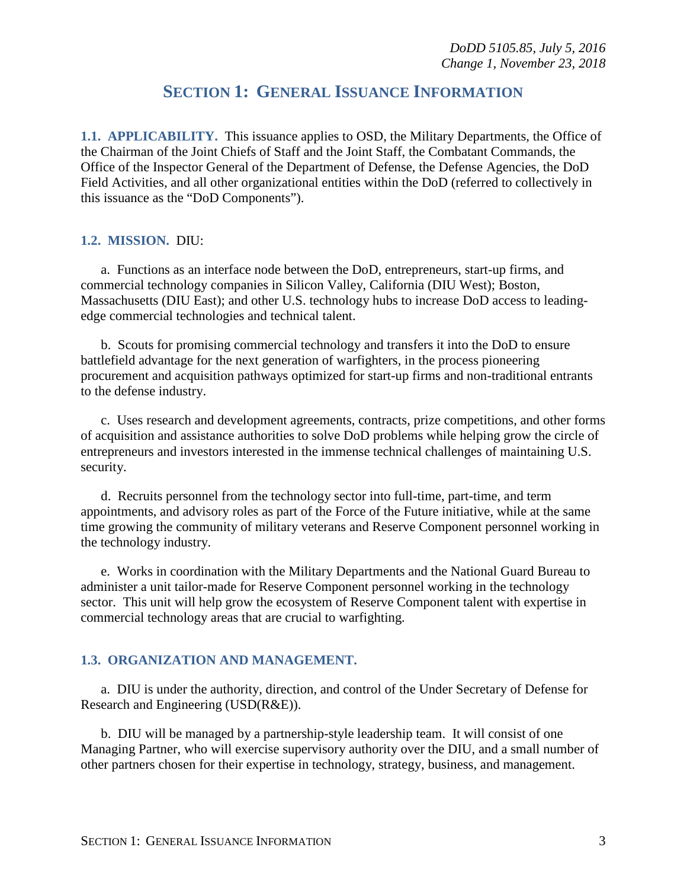# SECTION 1: GENERAL ISSUANCE INFORMATION

**1.1. APPLICABILITY.** This issuance applies to OSD, the Military Departments, the Office of the Chairman of the Joint Chiefs of Staff and the Joint Staff, the Combatant Commands, the Office of the Inspector General of the Department of Defense, the Defense Agencies, the DoD Field Activities, and all other organizational entities within the DoD (referred to collectively in this issuance as the "DoD Components").

**1.2. MISSION.** DIU:

a. Functions as an interface node between the DoD, entrepreneurs, start-up firms, and commercial technology companies in Silicon Valley, California (DIU West); Boston, Massachusetts (DIU East); and other U.S. technology hubs to increase DoD access to leading-edge commercial technologies and technical talent.

b. Scouts for promising commercial technology and transfers it into the DoD to ensure battlefield advantage for the next generation of warfighters, in the process pioneering procurement and acquisition pathways optimized for start-up firms and non-traditional entrants to the defense industry.

c. Uses research and development agreements, contracts, prize competitions, and other forms of acquisition and assistance authorities to solve DoD problems while helping grow the circle of entrepreneurs and investors interested in the immense technical challenges of maintaining U.S. security.

d. Recruits personnel from the technology sector into full-time, part-time, and term appointments, and advisory roles as part of the Force of the Future initiative, while at the same time growing the community of military veterans and Reserve Component personnel working in the technology industry.

e. Works in coordination with the Military Departments and the National Guard Bureau to administer a unit tailor-made for Reserve Component personnel working in the technology sector. This unit will help grow the ecosystem of Reserve Component talent with expertise in commercial technology areas that are crucial to warfighting.

**1.3. ORGANIZATION AND MANAGEMENT.**

a. DIU is under the authority, direction, and control of the Under Secretary of Defense for Research and Engineering (USD(R&E)).

b. DIU will be managed by a partnership-style leadership team. It will consist of one Managing Partner, who will exercise supervisory authority over the DIU, and a small number of other partners chosen for their expertise in technology, strategy, business, and management.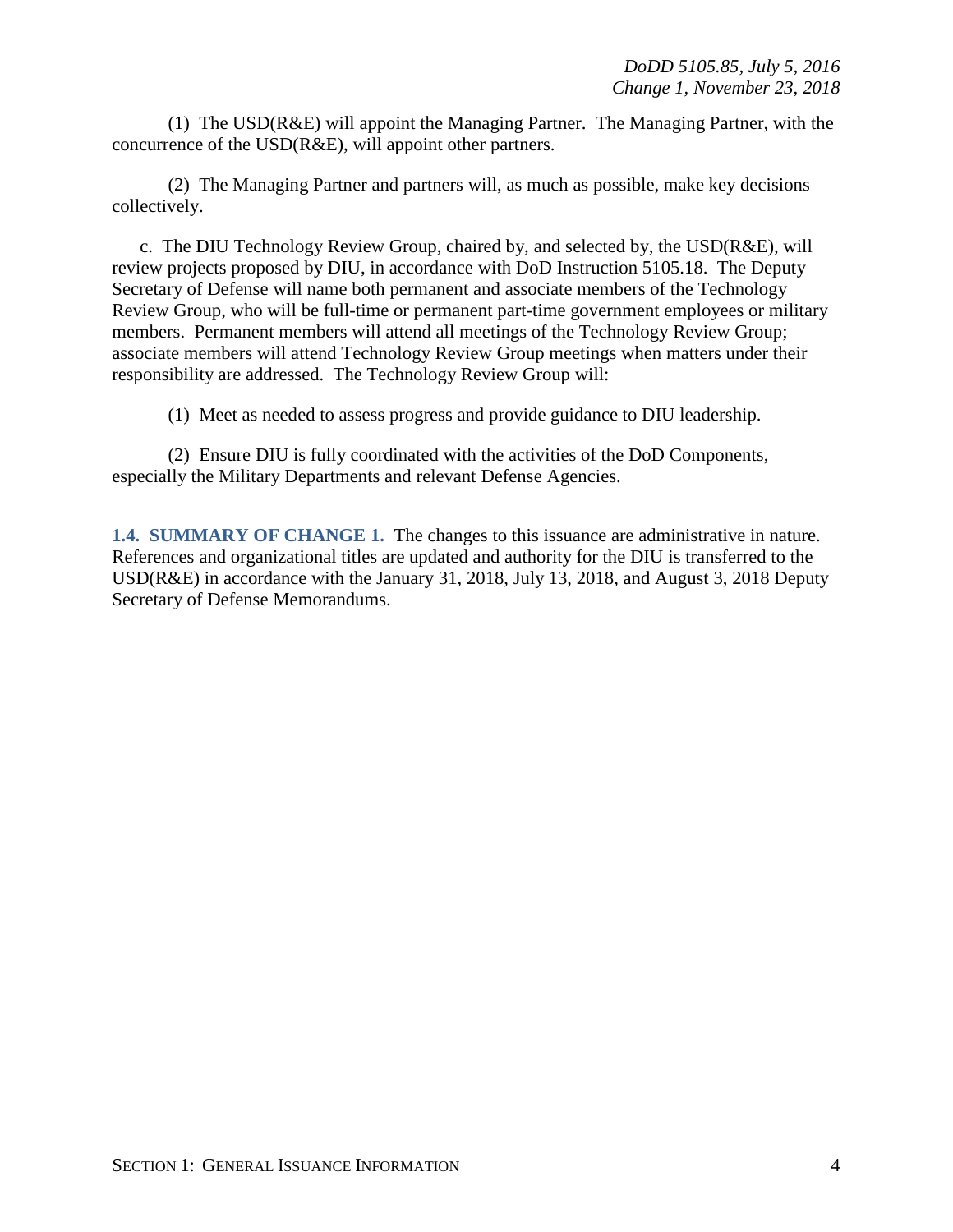(1) The USD(R&E) will appoint the Managing Partner. The Managing Partner, with the concurrence of the USD(R&E), will appoint other partners.

(2) The Managing Partner and partners will, as much as possible, make key decisions collectively.

c. The DIU Technology Review Group, chaired by, and selected by, the USD(R&E), will review projects proposed by DIU, in accordance with DoD Instruction 5105.18. The Deputy Secretary of Defense will name both permanent and associate members of the Technology Review Group, who will be full-time or permanent part-time government employees or military members. Permanent members will attend all meetings of the Technology Review Group; associate members will attend Technology Review Group meetings when matters under their responsibility are addressed. The Technology Review Group will:

(1) Meet as needed to assess progress and provide guidance to DIU leadership.

(2) Ensure DIU is fully coordinated with the activities of the DoD Components, especially the Military Departments and relevant Defense Agencies.

**1.4. SUMMARY OF CHANGE 1.** The changes to this issuance are administrative in nature. References and organizational titles are updated and authority for the DIU is transferred to the USD(R&E) in accordance with the January 31, 2018, July 13, 2018, and August 3, 2018 Deputy Secretary of Defense Memorandums.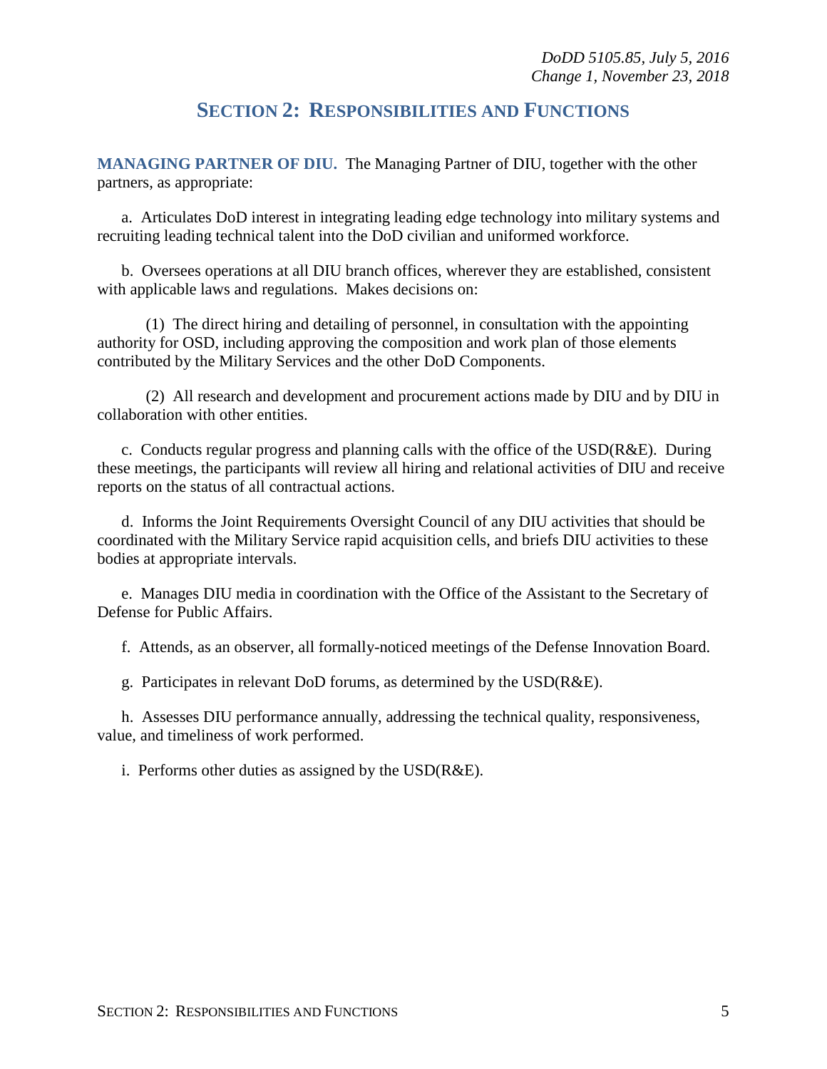## SECTION 2: RESPONSIBILITIES AND FUNCTIONS

**MANAGING PARTNER OF DIU.** The Managing Partner of DIU, together with the other partners, as appropriate:

a. Articulates DoD interest in integrating leading edge technology into military systems and recruiting leading technical talent into the DoD civilian and uniformed workforce.

b. Oversees operations at all DIU branch offices, wherever they are established, consistent with applicable laws and regulations. Makes decisions on:

(1) The direct hiring and detailing of personnel, in consultation with the appointing authority for OSD, including approving the composition and work plan of those elements contributed by the Military Services and the other DoD Components.

(2) All research and development and procurement actions made by DIU and by DIU in collaboration with other entities.

c. Conducts regular progress and planning calls with the office of the USD(R&E). During these meetings, the participants will review all hiring and relational activities of DIU and receive reports on the status of all contractual actions.

d. Informs the Joint Requirements Oversight Council of any DIU activities that should be coordinated with the Military Service rapid acquisition cells, and briefs DIU activities to these bodies at appropriate intervals.

e. Manages DIU media in coordination with the Office of the Assistant to the Secretary of Defense for Public Affairs.

f. Attends, as an observer, all formally-noticed meetings of the Defense Innovation Board.

g. Participates in relevant DoD forums, as determined by the USD(R&E).

h. Assesses DIU performance annually, addressing the technical quality, responsiveness, value, and timeliness of work performed.

i. Performs other duties as assigned by the USD(R&E).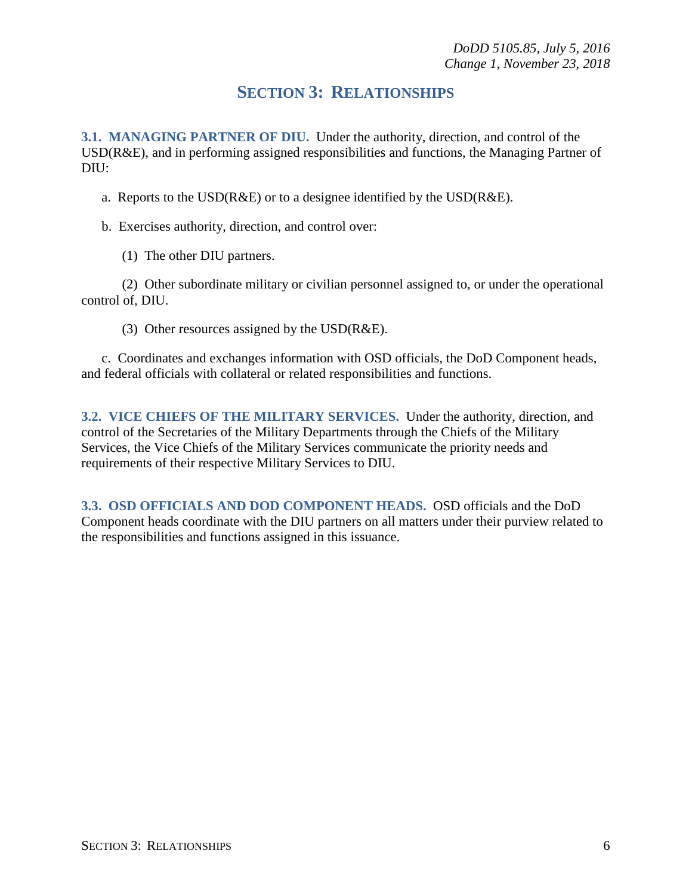# SECTION 3: RELATIONSHIPS

**3.1. MANAGING PARTNER OF DIU.** Under the authority, direction, and control of the USD(R&E), and in performing assigned responsibilities and functions, the Managing Partner of DIU:

a. Reports to the USD(R&E) or to a designee identified by the USD(R&E).

b. Exercises authority, direction, and control over:

(1) The other DIU partners.

(2) Other subordinate military or civilian personnel assigned to, or under the operational control of, DIU.

(3) Other resources assigned by the USD(R&E).

c. Coordinates and exchanges information with OSD officials, the DoD Component heads, and federal officials with collateral or related responsibilities and functions.

**3.2. VICE CHIEFS OF THE MILITARY SERVICES.** Under the authority, direction, and control of the Secretaries of the Military Departments through the Chiefs of the Military Services, the Vice Chiefs of the Military Services communicate the priority needs and requirements of their respective Military Services to DIU.

**3.3. OSD OFFICIALS AND DOD COMPONENT HEADS.** OSD officials and the DoD Component heads coordinate with the DIU partners on all matters under their purview related to the responsibilities and functions assigned in this issuance.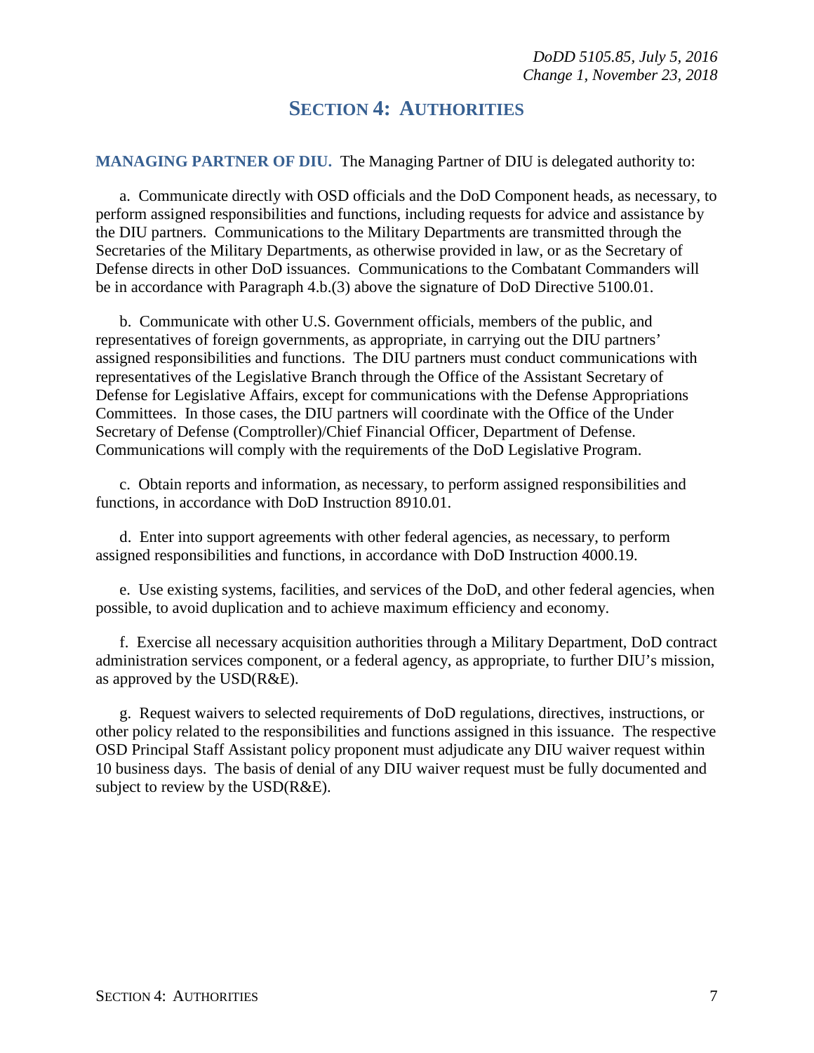# SECTION 4: AUTHORITIES

**MANAGING PARTNER OF DIU.** The Managing Partner of DIU is delegated authority to:

a. Communicate directly with OSD officials and the DoD Component heads, as necessary, to perform assigned responsibilities and functions, including requests for advice and assistance by the DIU partners. Communications to the Military Departments are transmitted through the Secretaries of the Military Departments, as otherwise provided in law, or as the Secretary of Defense directs in other DoD issuances. Communications to the Combatant Commanders will be in accordance with Paragraph 4.b.(3) above the signature of DoD Directive 5100.01.

b. Communicate with other U.S. Government officials, members of the public, and representatives of foreign governments, as appropriate, in carrying out the DIU partners' assigned responsibilities and functions. The DIU partners must conduct communications with representatives of the Legislative Branch through the Office of the Assistant Secretary of Defense for Legislative Affairs, except for communications with the Defense Appropriations Committees. In those cases, the DIU partners will coordinate with the Office of the Under Secretary of Defense (Comptroller)/Chief Financial Officer, Department of Defense. Communications will comply with the requirements of the DoD Legislative Program.

c. Obtain reports and information, as necessary, to perform assigned responsibilities and functions, in accordance with DoD Instruction 8910.01.

d. Enter into support agreements with other federal agencies, as necessary, to perform assigned responsibilities and functions, in accordance with DoD Instruction 4000.19.

e. Use existing systems, facilities, and services of the DoD, and other federal agencies, when possible, to avoid duplication and to achieve maximum efficiency and economy.

f. Exercise all necessary acquisition authorities through a Military Department, DoD contract administration services component, or a federal agency, as appropriate, to further DIU's mission, as approved by the USD(R&E).

g. Request waivers to selected requirements of DoD regulations, directives, instructions, or other policy related to the responsibilities and functions assigned in this issuance. The respective OSD Principal Staff Assistant policy proponent must adjudicate any DIU waiver request within 10 business days. The basis of denial of any DIU waiver request must be fully documented and subject to review by the USD(R&E).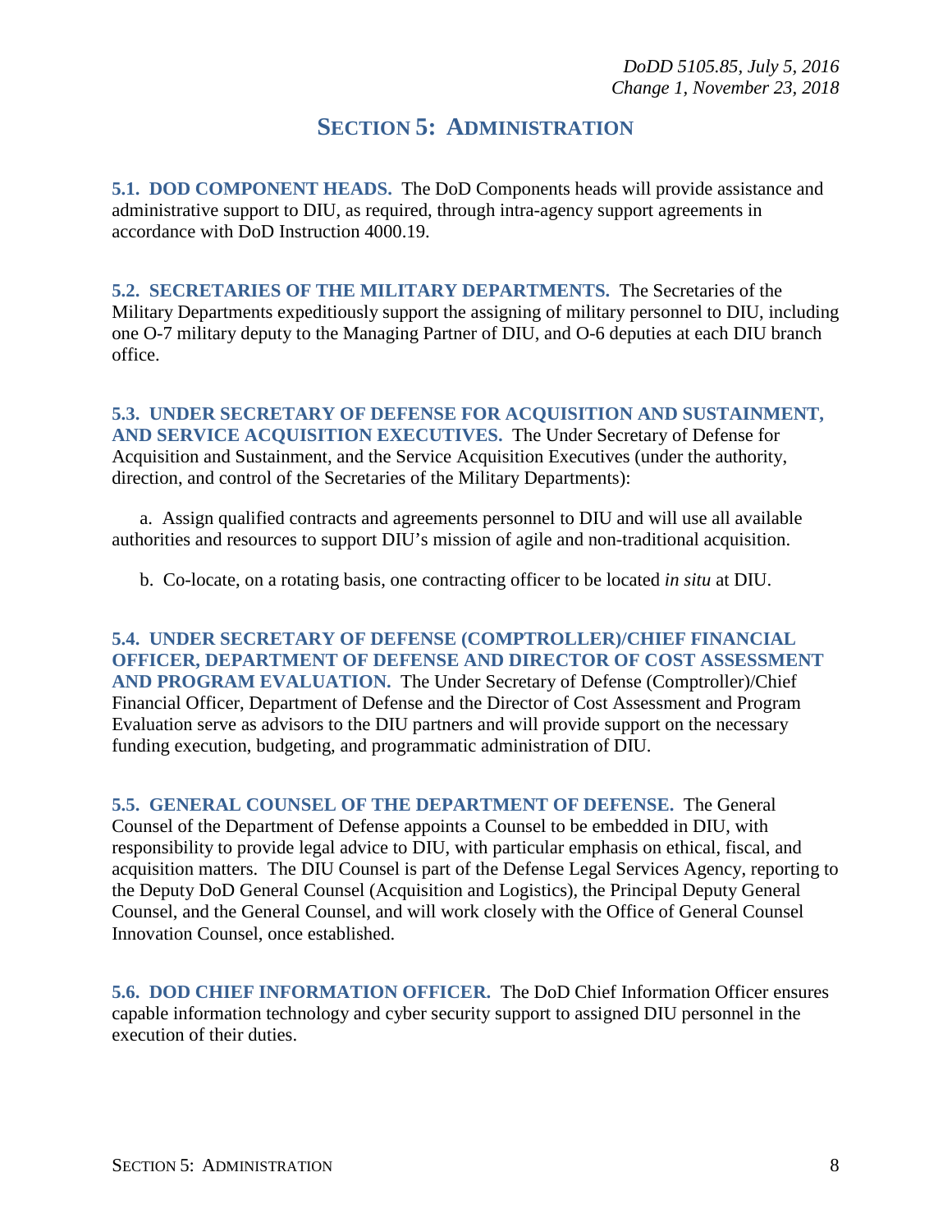# SECTION 5: ADMINISTRATION

**5.1. DOD COMPONENT HEADS.** The DoD Components heads will provide assistance and administrative support to DIU, as required, through intra-agency support agreements in accordance with DoD Instruction 4000.19.

**5.2. SECRETARIES OF THE MILITARY DEPARTMENTS.** The Secretaries of the Military Departments expeditiously support the assigning of military personnel to DIU, including one O-7 military deputy to the Managing Partner of DIU, and O-6 deputies at each DIU branch office.

**5.3. UNDER SECRETARY OF DEFENSE FOR ACQUISITION AND SUSTAINMENT, AND SERVICE ACQUISITION EXECUTIVES.** The Under Secretary of Defense for Acquisition and Sustainment, and the Service Acquisition Executives (under the authority, direction, and control of the Secretaries of the Military Departments):

a. Assign qualified contracts and agreements personnel to DIU and will use all available authorities and resources to support DIU's mission of agile and non-traditional acquisition.

b. Co-locate, on a rotating basis, one contracting officer to be located *in situ* at DIU.

**5.4. UNDER SECRETARY OF DEFENSE (COMPTROLLER)/CHIEF FINANCIAL OFFICER, DEPARTMENT OF DEFENSE AND DIRECTOR OF COST ASSESSMENT AND PROGRAM EVALUATION.** The Under Secretary of Defense (Comptroller)/Chief Financial Officer, Department of Defense and the Director of Cost Assessment and Program Evaluation serve as advisors to the DIU partners and will provide support on the necessary funding execution, budgeting, and programmatic administration of DIU.

**5.5. GENERAL COUNSEL OF THE DEPARTMENT OF DEFENSE.** The General Counsel of the Department of Defense appoints a Counsel to be embedded in DIU, with responsibility to provide legal advice to DIU, with particular emphasis on ethical, fiscal, and acquisition matters. The DIU Counsel is part of the Defense Legal Services Agency, reporting to the Deputy DoD General Counsel (Acquisition and Logistics), the Principal Deputy General Counsel, and the General Counsel, and will work closely with the Office of General Counsel Innovation Counsel, once established.

**5.6. DOD CHIEF INFORMATION OFFICER.** The DoD Chief Information Officer ensures capable information technology and cyber security support to assigned DIU personnel in the execution of their duties.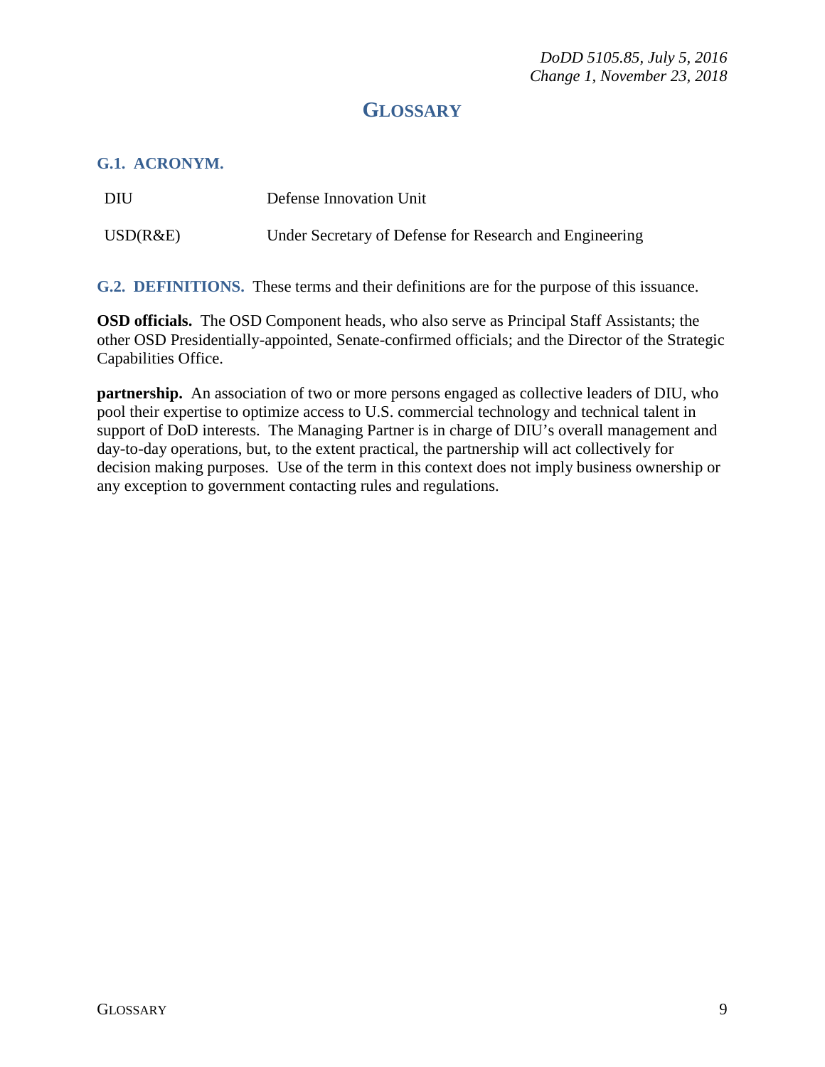# GLOSSARY

## G.1. ACRONYM.

| | |
|---|---|
| DIU | Defense Innovation Unit |
| USD(R&E) | Under Secretary of Defense for Research and Engineering |

## G.2. DEFINITIONS.

These terms and their definitions are for the purpose of this issuance.

**OSD officials.** The OSD Component heads, who also serve as Principal Staff Assistants; the other OSD Presidentially-appointed, Senate-confirmed officials; and the Director of the Strategic Capabilities Office.

**partnership.** An association of two or more persons engaged as collective leaders of DIU, who pool their expertise to optimize access to U.S. commercial technology and technical talent in support of DoD interests. The Managing Partner is in charge of DIU's overall management and day-to-day operations, but, to the extent practical, the partnership will act collectively for decision making purposes. Use of the term in this context does not imply business ownership or any exception to government contacting rules and regulations.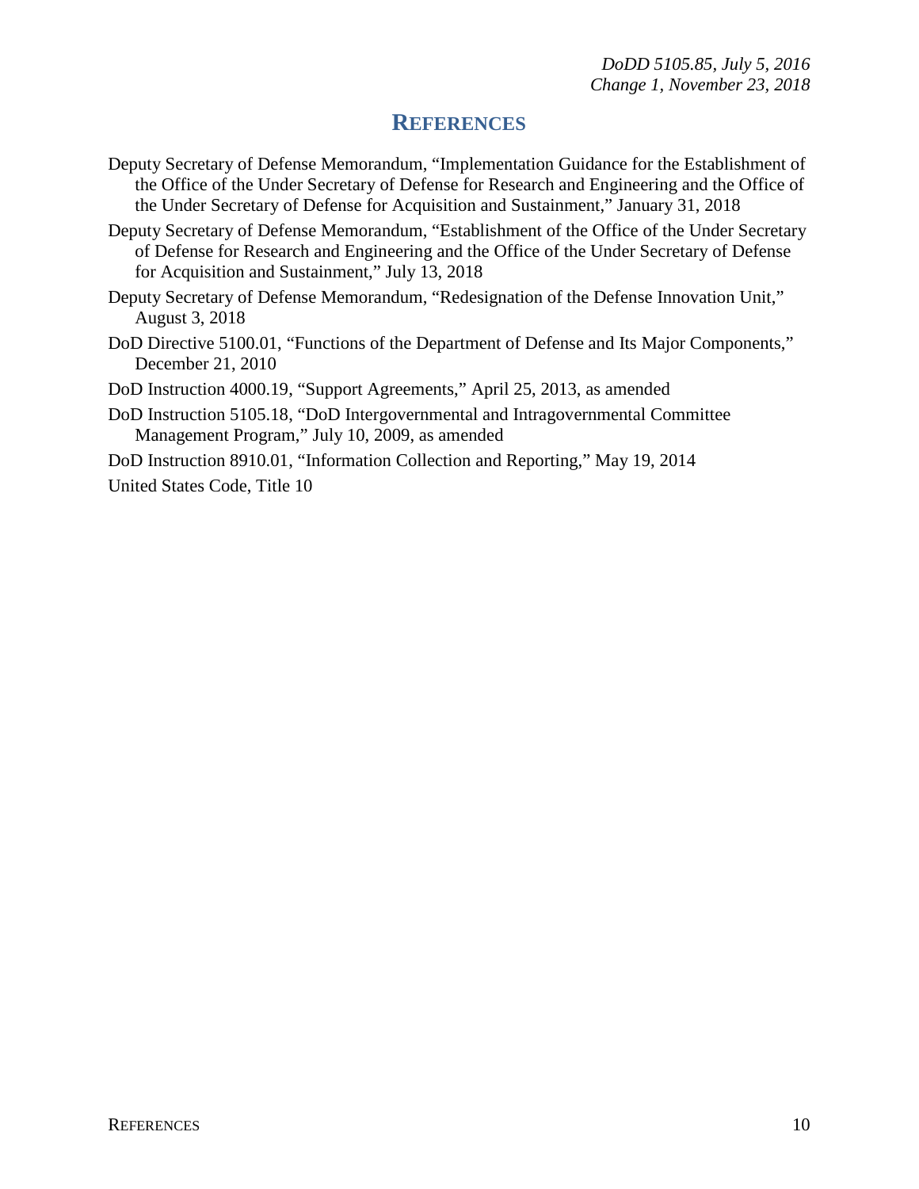## REFERENCES

Deputy Secretary of Defense Memorandum, "Implementation Guidance for the Establishment of the Office of the Under Secretary of Defense for Research and Engineering and the Office of the Under Secretary of Defense for Acquisition and Sustainment," January 31, 2018

Deputy Secretary of Defense Memorandum, "Establishment of the Office of the Under Secretary of Defense for Research and Engineering and the Office of the Under Secretary of Defense for Acquisition and Sustainment," July 13, 2018

Deputy Secretary of Defense Memorandum, "Redesignation of the Defense Innovation Unit," August 3, 2018

DoD Directive 5100.01, "Functions of the Department of Defense and Its Major Components," December 21, 2010

DoD Instruction 4000.19, "Support Agreements," April 25, 2013, as amended

DoD Instruction 5105.18, "DoD Intergovernmental and Intragovernmental Committee Management Program," July 10, 2009, as amended

DoD Instruction 8910.01, "Information Collection and Reporting," May 19, 2014

United States Code, Title 10